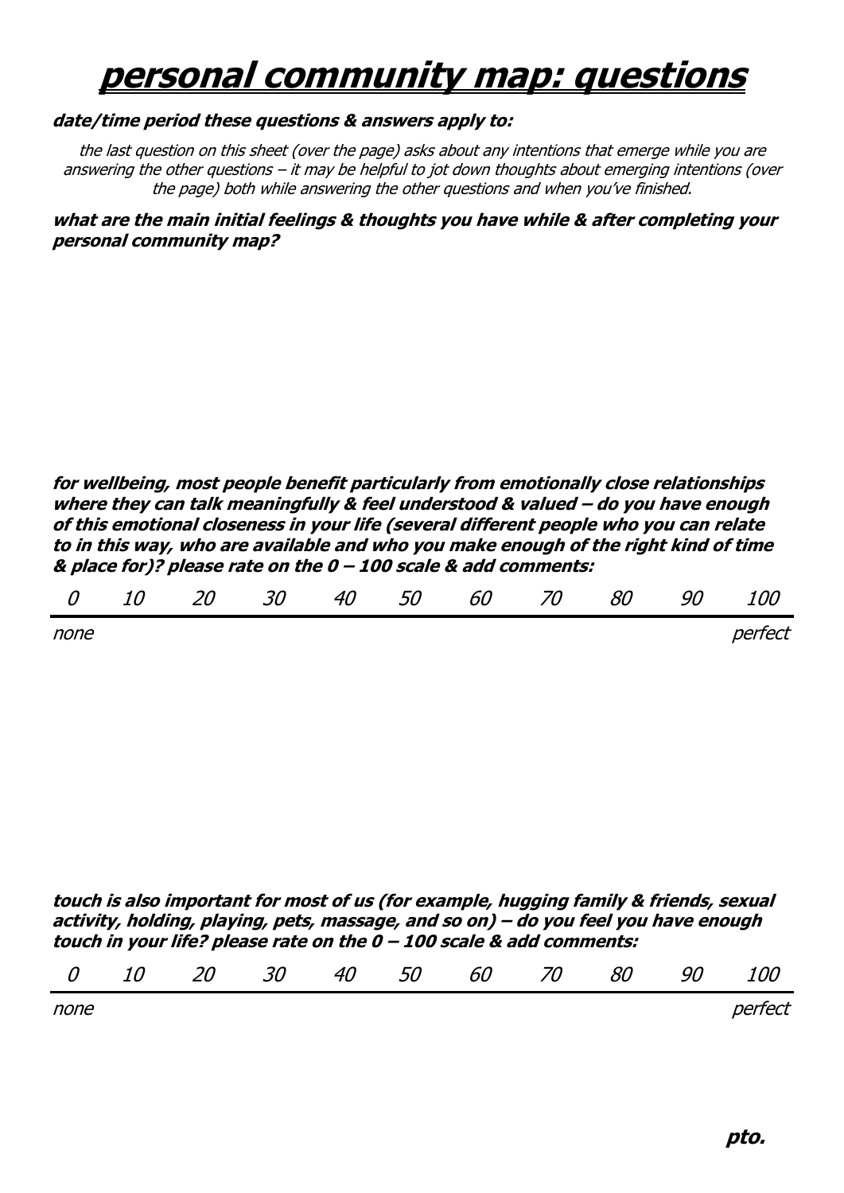# personal community map: questions

**date/time period these questions & answers apply to:**

*the last question on this sheet (over the page) asks about any intentions that emerge while you are answering the other questions – it may be helpful to jot down thoughts about emerging intentions (over the page) both while answering the other questions and when you've finished.*

**what are the main initial feelings & thoughts you have while & after completing your personal community map?**

**for wellbeing, most people benefit particularly from emotionally close relationships where they can talk meaningfully & feel understood & valued – do you have enough of this emotional closeness in your life (several different people who you can relate to in this way, who are available and who you make enough of the right kind of time & place for)? please rate on the 0 – 100 scale & add comments:**

| 0 | 10 | 20 | 30 | 40 | 50 | 60 | 70 | 80 | 90 | 100 |
|---|---|---|---|---|---|---|---|---|---|---|
| none | | | | | | | | | | perfect |

**touch is also important for most of us (for example, hugging family & friends, sexual activity, holding, playing, pets, massage, and so on) – do you feel you have enough touch in your life? please rate on the 0 – 100 scale & add comments:**

| 0 | 10 | 20 | 30 | 40 | 50 | 60 | 70 | 80 | 90 | 100 |
|---|---|---|---|---|---|---|---|---|---|---|
| none | | | | | | | | | | perfect |

**pto.**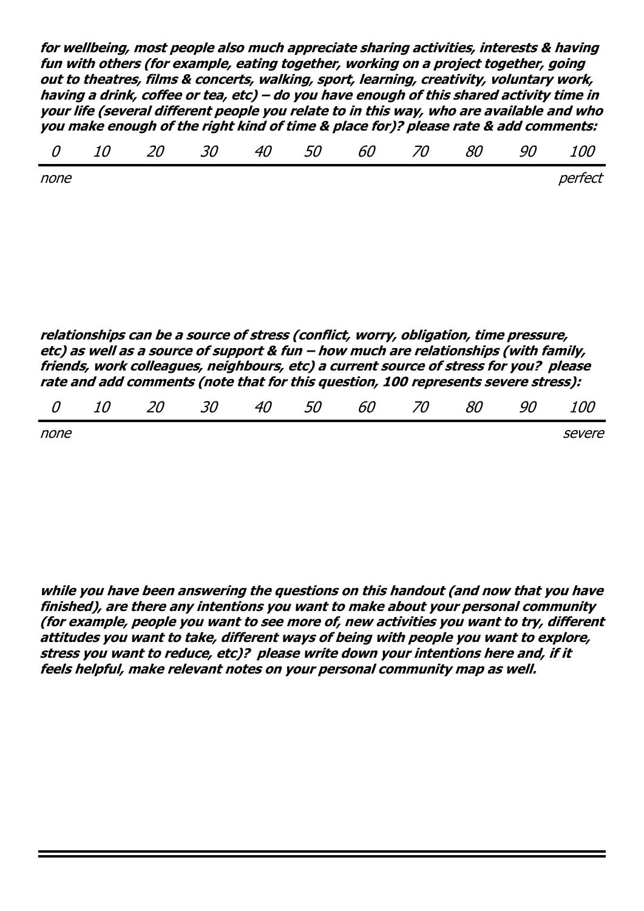***for wellbeing, most people also much appreciate sharing activities, interests & having fun with others (for example, eating together, working on a project together, going out to theatres, films & concerts, walking, sport, learning, creativity, voluntary work, having a drink, coffee or tea, etc) – do you have enough of this shared activity time in your life (several different people you relate to in this way, who are available and who you make enough of the right kind of time & place for)? please rate & add comments:***

*0 10 20 30 40 50 60 70 80 90 100*

*none* *perfect*

***relationships can be a source of stress (conflict, worry, obligation, time pressure, etc) as well as a source of support & fun – how much are relationships (with family, friends, work colleagues, neighbours, etc) a current source of stress for you? please rate and add comments (note that for this question, 100 represents severe stress):***

*0 10 20 30 40 50 60 70 80 90 100*

*none* *severe*

***while you have been answering the questions on this handout (and now that you have finished), are there any intentions you want to make about your personal community (for example, people you want to see more of, new activities you want to try, different attitudes you want to take, different ways of being with people you want to explore, stress you want to reduce, etc)? please write down your intentions here and, if it feels helpful, make relevant notes on your personal community map as well.***